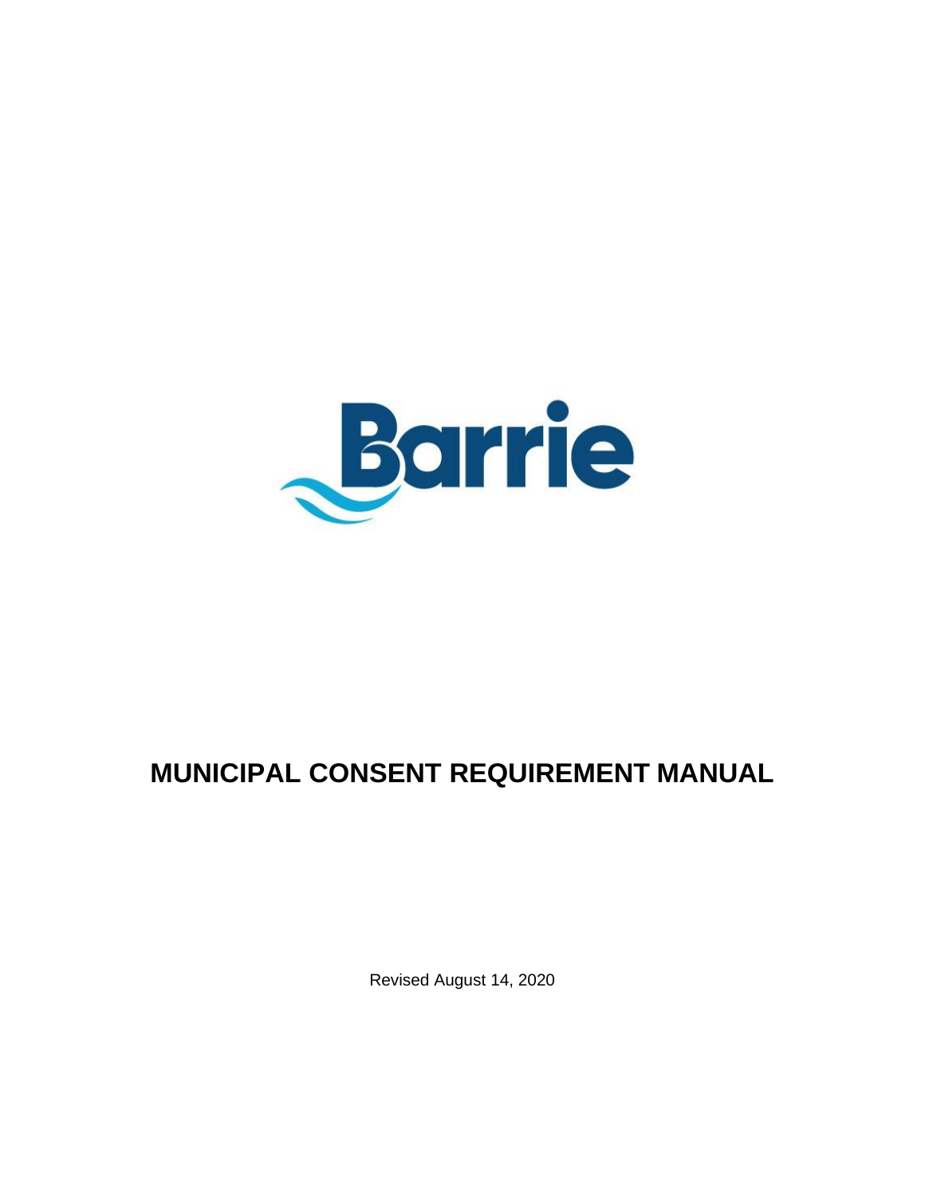Barrie

# MUNICIPAL CONSENT REQUIREMENT MANUAL

Revised August 14, 2020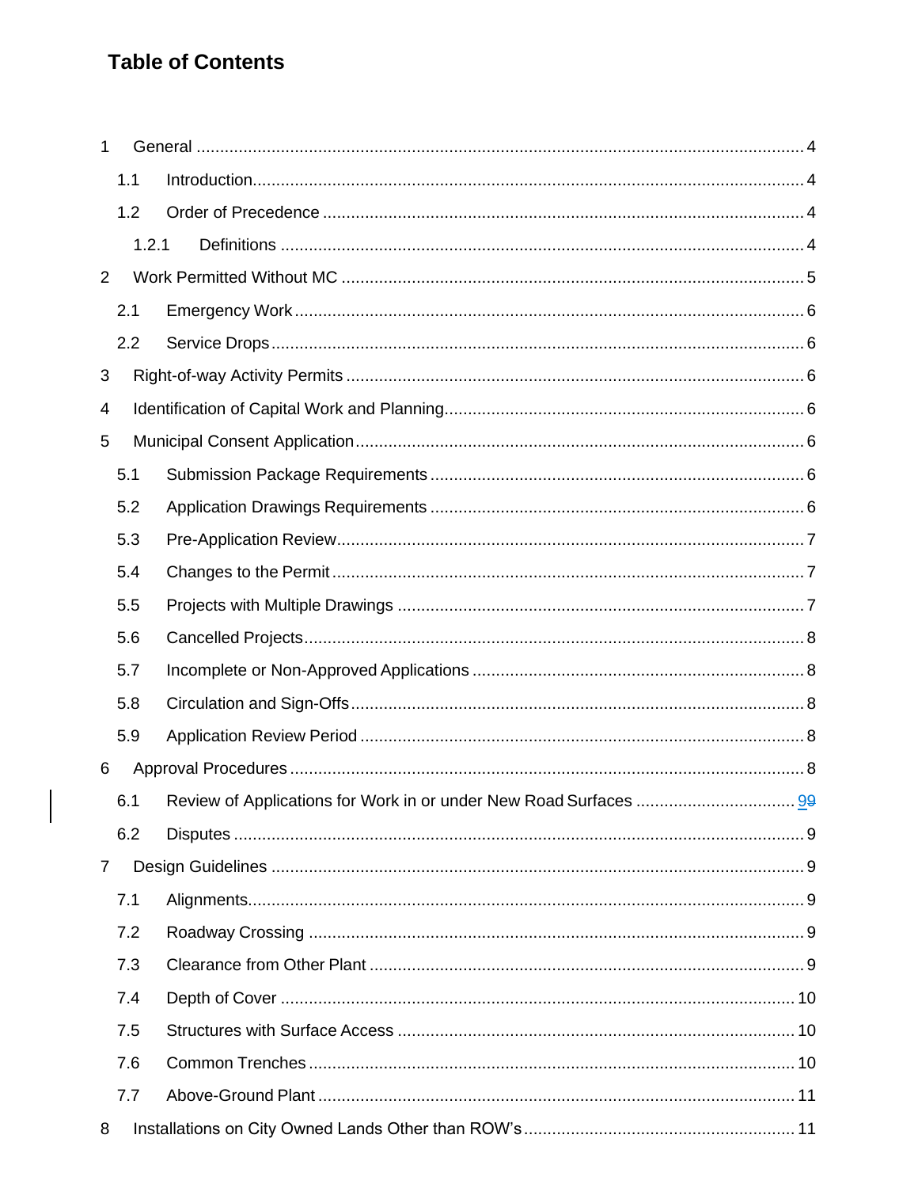# Table of Contents

1 General ..... 4

- 1.1 Introduction ..... 4
- 1.2 Order of Precedence ..... 4
  - 1.2.1 Definitions ..... 4

2 Work Permitted Without MC ..... 5

- 2.1 Emergency Work ..... 6
- 2.2 Service Drops ..... 6

3 Right-of-way Activity Permits ..... 6

4 Identification of Capital Work and Planning ..... 6

5 Municipal Consent Application ..... 6

- 5.1 Submission Package Requirements ..... 6
- 5.2 Application Drawings Requirements ..... 6
- 5.3 Pre-Application Review ..... 7
- 5.4 Changes to the Permit ..... 7
- 5.5 Projects with Multiple Drawings ..... 7
- 5.6 Cancelled Projects ..... 8
- 5.7 Incomplete or Non-Approved Applications ..... 8
- 5.8 Circulation and Sign-Offs ..... 8
- 5.9 Application Review Period ..... 8

6 Approval Procedures ..... 8

- 6.1 Review of Applications for Work in or under New Road Surfaces ..... 9
- 6.2 Disputes ..... 9

7 Design Guidelines ..... 9

- 7.1 Alignments ..... 9
- 7.2 Roadway Crossing ..... 9
- 7.3 Clearance from Other Plant ..... 9
- 7.4 Depth of Cover ..... 10
- 7.5 Structures with Surface Access ..... 10
- 7.6 Common Trenches ..... 10
- 7.7 Above-Ground Plant ..... 11

8 Installations on City Owned Lands Other than ROW's ..... 11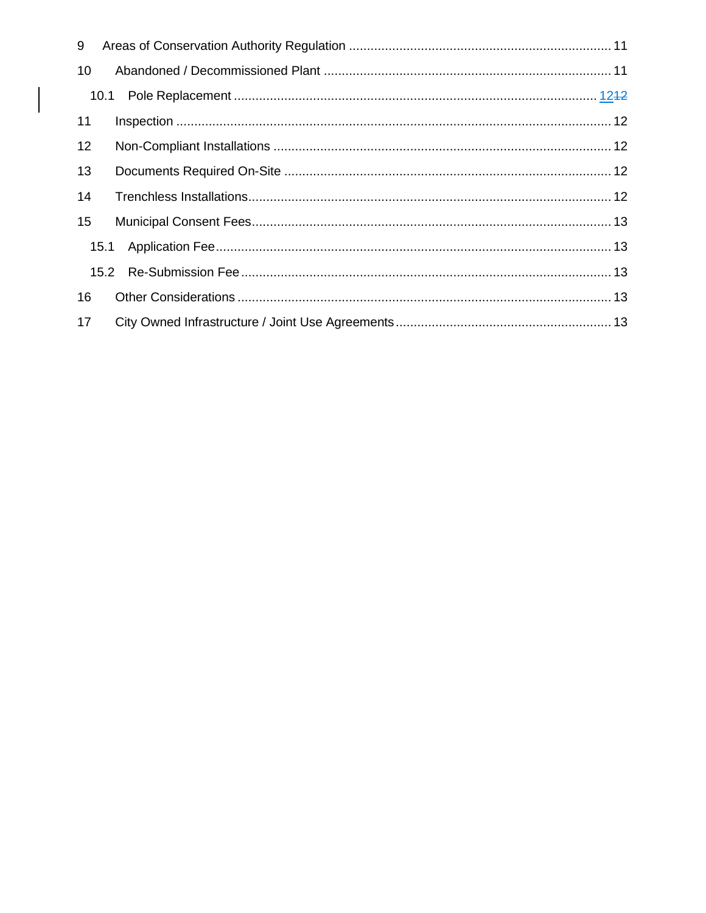9 Areas of Conservation Authority Regulation ........................................................................ 11

10 Abandoned / Decommissioned Plant ............................................................................... 11

10.1 Pole Replacement ..................................................................................................... 1212

11 Inspection ........................................................................................................................ 12

12 Non-Compliant Installations ............................................................................................ 12

13 Documents Required On-Site .......................................................................................... 12

14 Trenchless Installations................................................................................................... 12

15 Municipal Consent Fees.................................................................................................. 13

15.1 Application Fee............................................................................................................ 13

15.2 Re-Submission Fee ..................................................................................................... 13

16 Other Considerations ...................................................................................................... 13

17 City Owned Infrastructure / Joint Use Agreements........................................................... 13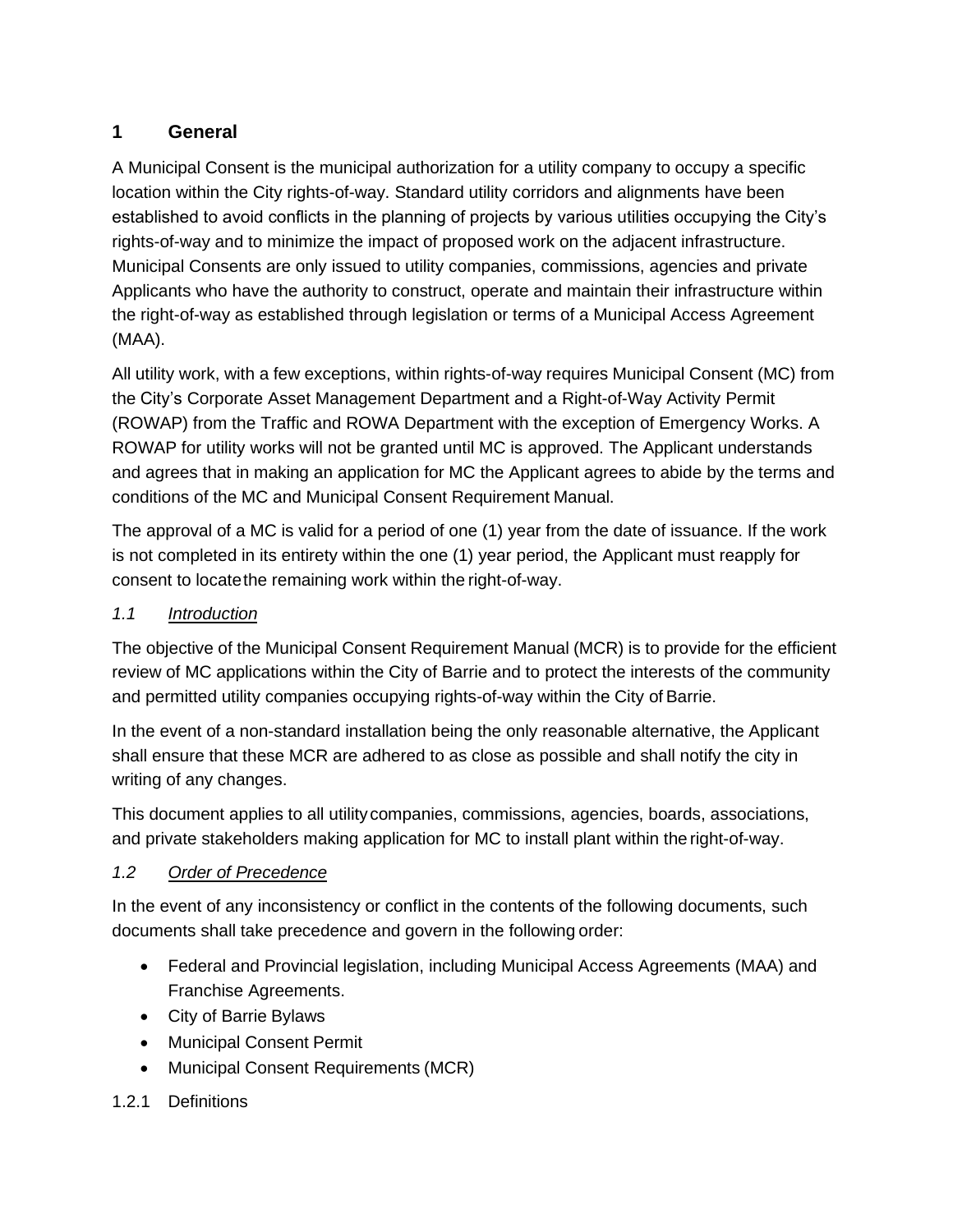# 1 General

A Municipal Consent is the municipal authorization for a utility company to occupy a specific location within the City rights-of-way. Standard utility corridors and alignments have been established to avoid conflicts in the planning of projects by various utilities occupying the City's rights-of-way and to minimize the impact of proposed work on the adjacent infrastructure. Municipal Consents are only issued to utility companies, commissions, agencies and private Applicants who have the authority to construct, operate and maintain their infrastructure within the right-of-way as established through legislation or terms of a Municipal Access Agreement (MAA).

All utility work, with a few exceptions, within rights-of-way requires Municipal Consent (MC) from the City's Corporate Asset Management Department and a Right-of-Way Activity Permit (ROWAP) from the Traffic and ROWA Department with the exception of Emergency Works. A ROWAP for utility works will not be granted until MC is approved. The Applicant understands and agrees that in making an application for MC the Applicant agrees to abide by the terms and conditions of the MC and Municipal Consent Requirement Manual.

The approval of a MC is valid for a period of one (1) year from the date of issuance. If the work is not completed in its entirety within the one (1) year period, the Applicant must reapply for consent to locate the remaining work within the right-of-way.

## *1.1 Introduction*

The objective of the Municipal Consent Requirement Manual (MCR) is to provide for the efficient review of MC applications within the City of Barrie and to protect the interests of the community and permitted utility companies occupying rights-of-way within the City of Barrie.

In the event of a non-standard installation being the only reasonable alternative, the Applicant shall ensure that these MCR are adhered to as close as possible and shall notify the city in writing of any changes.

This document applies to all utility companies, commissions, agencies, boards, associations, and private stakeholders making application for MC to install plant within the right-of-way.

## *1.2 Order of Precedence*

In the event of any inconsistency or conflict in the contents of the following documents, such documents shall take precedence and govern in the following order:

- Federal and Provincial legislation, including Municipal Access Agreements (MAA) and Franchise Agreements.
- City of Barrie Bylaws
- Municipal Consent Permit
- Municipal Consent Requirements (MCR)

### 1.2.1 Definitions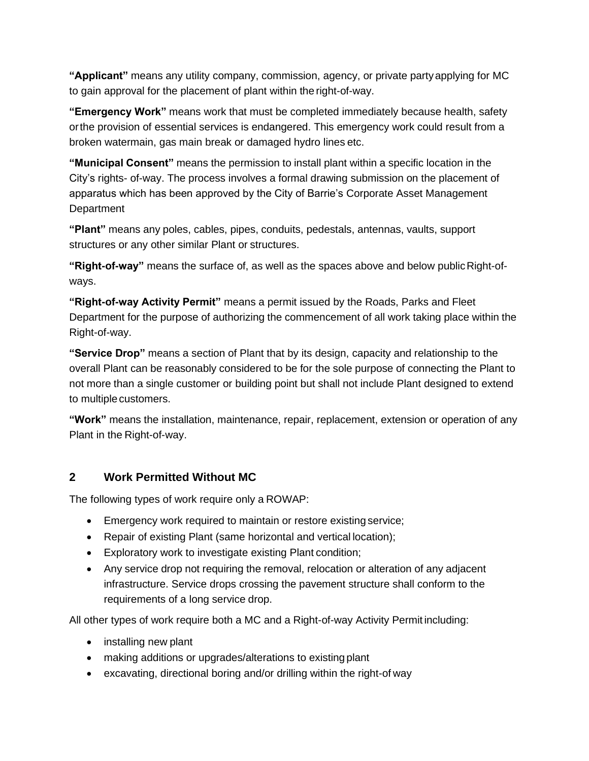**"Applicant"** means any utility company, commission, agency, or private party applying for MC to gain approval for the placement of plant within the right-of-way.

**"Emergency Work"** means work that must be completed immediately because health, safety or the provision of essential services is endangered. This emergency work could result from a broken watermain, gas main break or damaged hydro lines etc.

**"Municipal Consent"** means the permission to install plant within a specific location in the City's rights- of-way. The process involves a formal drawing submission on the placement of apparatus which has been approved by the City of Barrie's Corporate Asset Management Department

**"Plant"** means any poles, cables, pipes, conduits, pedestals, antennas, vaults, support structures or any other similar Plant or structures.

**"Right-of-way"** means the surface of, as well as the spaces above and below public Right-of-ways.

**"Right-of-way Activity Permit"** means a permit issued by the Roads, Parks and Fleet Department for the purpose of authorizing the commencement of all work taking place within the Right-of-way.

**"Service Drop"** means a section of Plant that by its design, capacity and relationship to the overall Plant can be reasonably considered to be for the sole purpose of connecting the Plant to not more than a single customer or building point but shall not include Plant designed to extend to multiple customers.

**"Work"** means the installation, maintenance, repair, replacement, extension or operation of any Plant in the Right-of-way.

## 2 Work Permitted Without MC

The following types of work require only a ROWAP:

- Emergency work required to maintain or restore existing service;
- Repair of existing Plant (same horizontal and vertical location);
- Exploratory work to investigate existing Plant condition;
- Any service drop not requiring the removal, relocation or alteration of any adjacent infrastructure. Service drops crossing the pavement structure shall conform to the requirements of a long service drop.

All other types of work require both a MC and a Right-of-way Activity Permit including:

- installing new plant
- making additions or upgrades/alterations to existing plant
- excavating, directional boring and/or drilling within the right-of way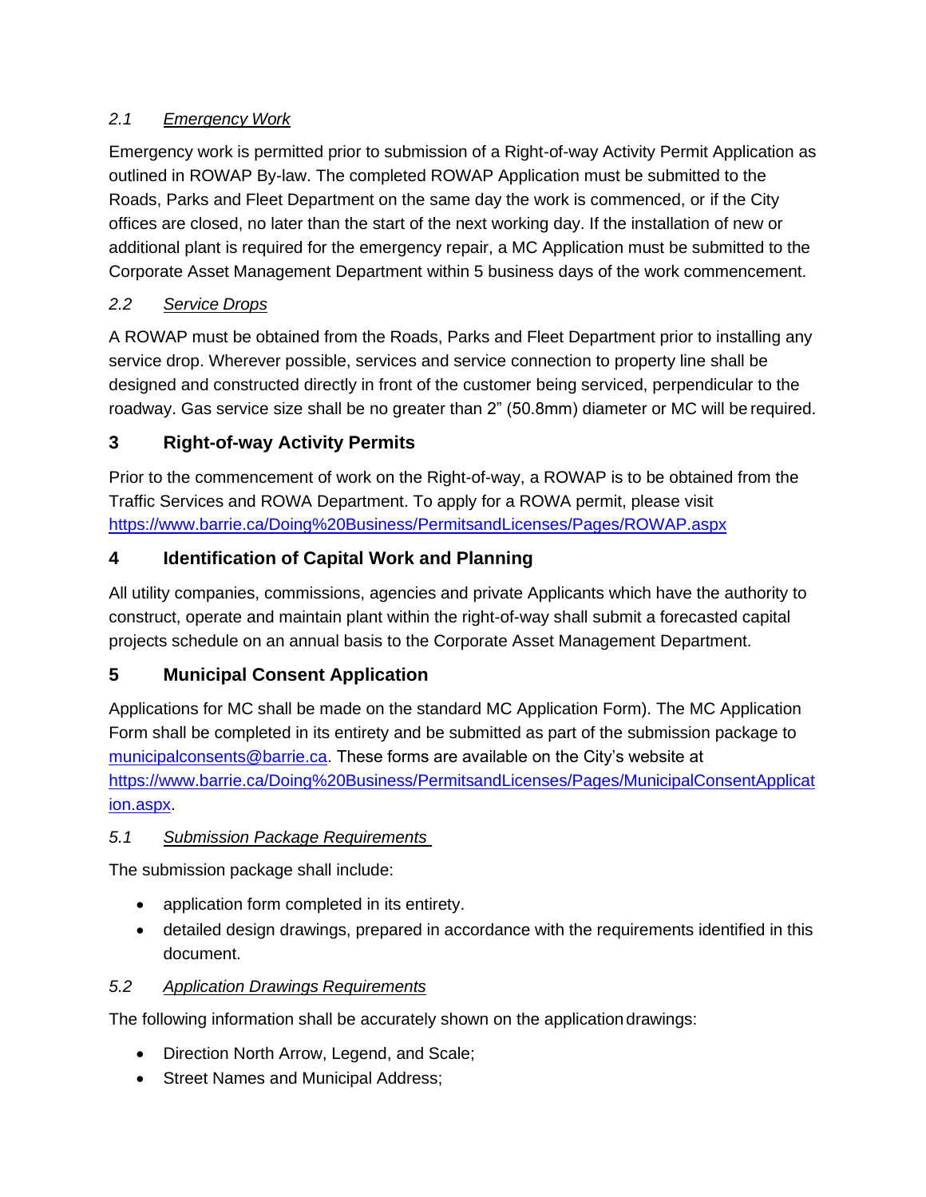### *2.1 Emergency Work*

Emergency work is permitted prior to submission of a Right-of-way Activity Permit Application as outlined in ROWAP By-law. The completed ROWAP Application must be submitted to the Roads, Parks and Fleet Department on the same day the work is commenced, or if the City offices are closed, no later than the start of the next working day. If the installation of new or additional plant is required for the emergency repair, a MC Application must be submitted to the Corporate Asset Management Department within 5 business days of the work commencement.

### *2.2 Service Drops*

A ROWAP must be obtained from the Roads, Parks and Fleet Department prior to installing any service drop. Wherever possible, services and service connection to property line shall be designed and constructed directly in front of the customer being serviced, perpendicular to the roadway. Gas service size shall be no greater than 2" (50.8mm) diameter or MC will be required.

## 3 Right-of-way Activity Permits

Prior to the commencement of work on the Right-of-way, a ROWAP is to be obtained from the Traffic Services and ROWA Department. To apply for a ROWA permit, please visit https://www.barrie.ca/Doing%20Business/PermitsandLicenses/Pages/ROWAP.aspx

## 4 Identification of Capital Work and Planning

All utility companies, commissions, agencies and private Applicants which have the authority to construct, operate and maintain plant within the right-of-way shall submit a forecasted capital projects schedule on an annual basis to the Corporate Asset Management Department.

## 5 Municipal Consent Application

Applications for MC shall be made on the standard MC Application Form). The MC Application Form shall be completed in its entirety and be submitted as part of the submission package to municipalconsents@barrie.ca. These forms are available on the City's website at https://www.barrie.ca/Doing%20Business/PermitsandLicenses/Pages/MunicipalConsentApplication.aspx.

### *5.1 Submission Package Requirements*

The submission package shall include:

- application form completed in its entirety.
- detailed design drawings, prepared in accordance with the requirements identified in this document.

### *5.2 Application Drawings Requirements*

The following information shall be accurately shown on the application drawings:

- Direction North Arrow, Legend, and Scale;
- Street Names and Municipal Address;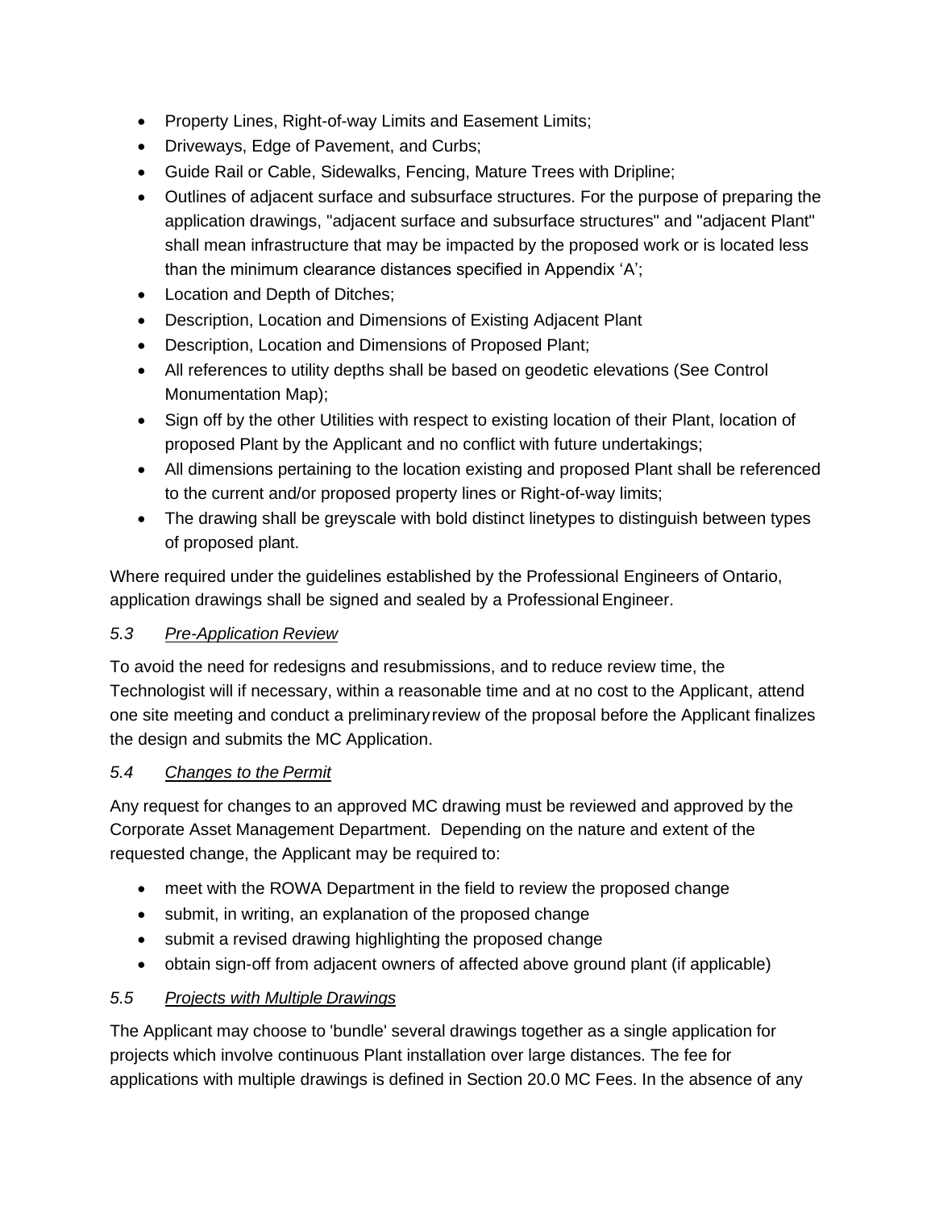- Property Lines, Right-of-way Limits and Easement Limits;
- Driveways, Edge of Pavement, and Curbs;
- Guide Rail or Cable, Sidewalks, Fencing, Mature Trees with Dripline;
- Outlines of adjacent surface and subsurface structures. For the purpose of preparing the application drawings, "adjacent surface and subsurface structures" and "adjacent Plant" shall mean infrastructure that may be impacted by the proposed work or is located less than the minimum clearance distances specified in Appendix 'A';
- Location and Depth of Ditches;
- Description, Location and Dimensions of Existing Adjacent Plant
- Description, Location and Dimensions of Proposed Plant;
- All references to utility depths shall be based on geodetic elevations (See Control Monumentation Map);
- Sign off by the other Utilities with respect to existing location of their Plant, location of proposed Plant by the Applicant and no conflict with future undertakings;
- All dimensions pertaining to the location existing and proposed Plant shall be referenced to the current and/or proposed property lines or Right-of-way limits;
- The drawing shall be greyscale with bold distinct linetypes to distinguish between types of proposed plant.

Where required under the guidelines established by the Professional Engineers of Ontario, application drawings shall be signed and sealed by a Professional Engineer.

### *5.3 Pre-Application Review*

To avoid the need for redesigns and resubmissions, and to reduce review time, the Technologist will if necessary, within a reasonable time and at no cost to the Applicant, attend one site meeting and conduct a preliminary review of the proposal before the Applicant finalizes the design and submits the MC Application.

### *5.4 Changes to the Permit*

Any request for changes to an approved MC drawing must be reviewed and approved by the Corporate Asset Management Department. Depending on the nature and extent of the requested change, the Applicant may be required to:

- meet with the ROWA Department in the field to review the proposed change
- submit, in writing, an explanation of the proposed change
- submit a revised drawing highlighting the proposed change
- obtain sign-off from adjacent owners of affected above ground plant (if applicable)

### *5.5 Projects with Multiple Drawings*

The Applicant may choose to 'bundle' several drawings together as a single application for projects which involve continuous Plant installation over large distances. The fee for applications with multiple drawings is defined in Section 20.0 MC Fees. In the absence of any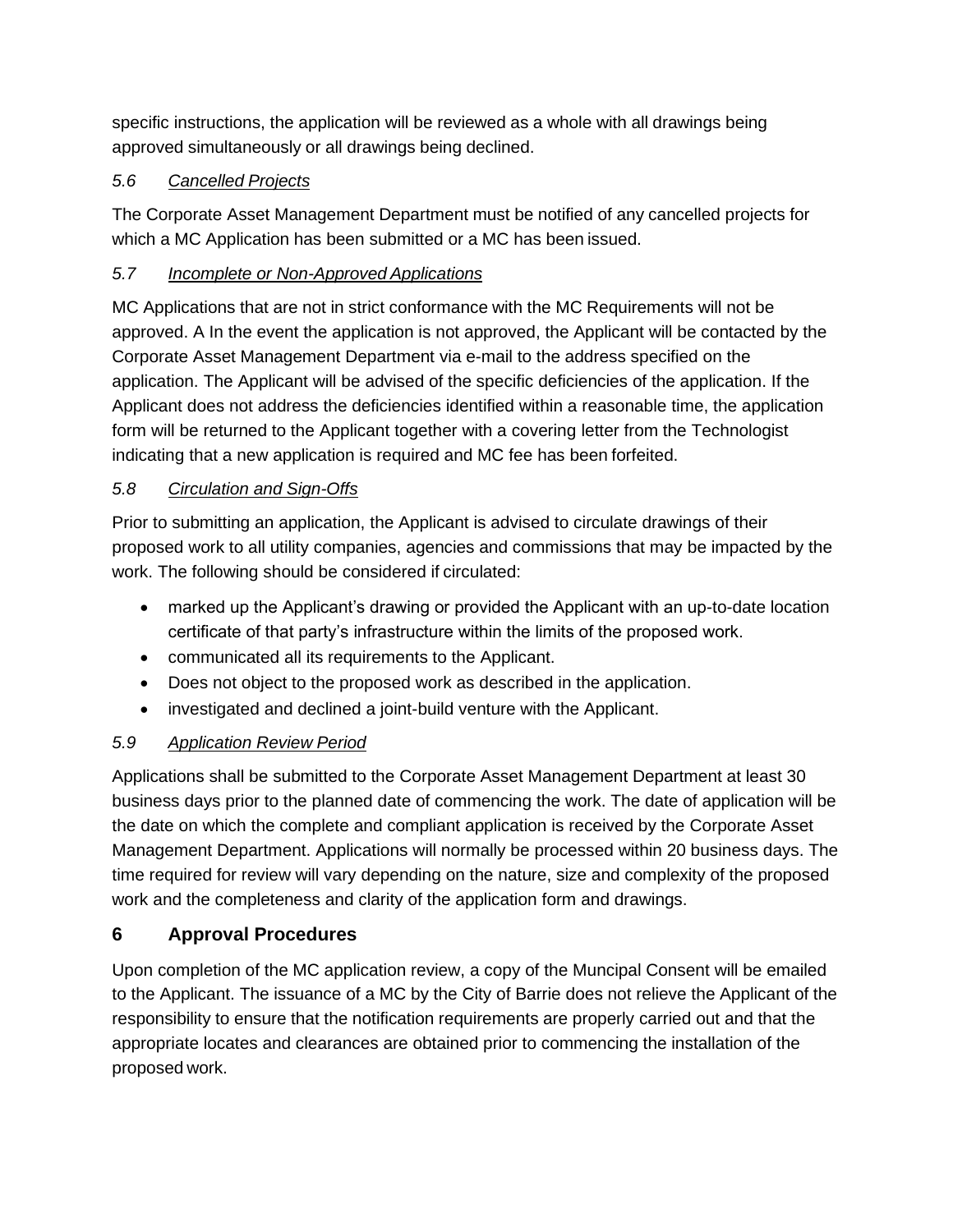specific instructions, the application will be reviewed as a whole with all drawings being approved simultaneously or all drawings being declined.

### *5.6 Cancelled Projects*

The Corporate Asset Management Department must be notified of any cancelled projects for which a MC Application has been submitted or a MC has been issued.

### *5.7 Incomplete or Non-Approved Applications*

MC Applications that are not in strict conformance with the MC Requirements will not be approved. A In the event the application is not approved, the Applicant will be contacted by the Corporate Asset Management Department via e-mail to the address specified on the application. The Applicant will be advised of the specific deficiencies of the application. If the Applicant does not address the deficiencies identified within a reasonable time, the application form will be returned to the Applicant together with a covering letter from the Technologist indicating that a new application is required and MC fee has been forfeited.

### *5.8 Circulation and Sign-Offs*

Prior to submitting an application, the Applicant is advised to circulate drawings of their proposed work to all utility companies, agencies and commissions that may be impacted by the work. The following should be considered if circulated:

- marked up the Applicant's drawing or provided the Applicant with an up-to-date location certificate of that party's infrastructure within the limits of the proposed work.
- communicated all its requirements to the Applicant.
- Does not object to the proposed work as described in the application.
- investigated and declined a joint-build venture with the Applicant.

### *5.9 Application Review Period*

Applications shall be submitted to the Corporate Asset Management Department at least 30 business days prior to the planned date of commencing the work. The date of application will be the date on which the complete and compliant application is received by the Corporate Asset Management Department. Applications will normally be processed within 20 business days. The time required for review will vary depending on the nature, size and complexity of the proposed work and the completeness and clarity of the application form and drawings.

## 6 Approval Procedures

Upon completion of the MC application review, a copy of the Muncipal Consent will be emailed to the Applicant. The issuance of a MC by the City of Barrie does not relieve the Applicant of the responsibility to ensure that the notification requirements are properly carried out and that the appropriate locates and clearances are obtained prior to commencing the installation of the proposed work.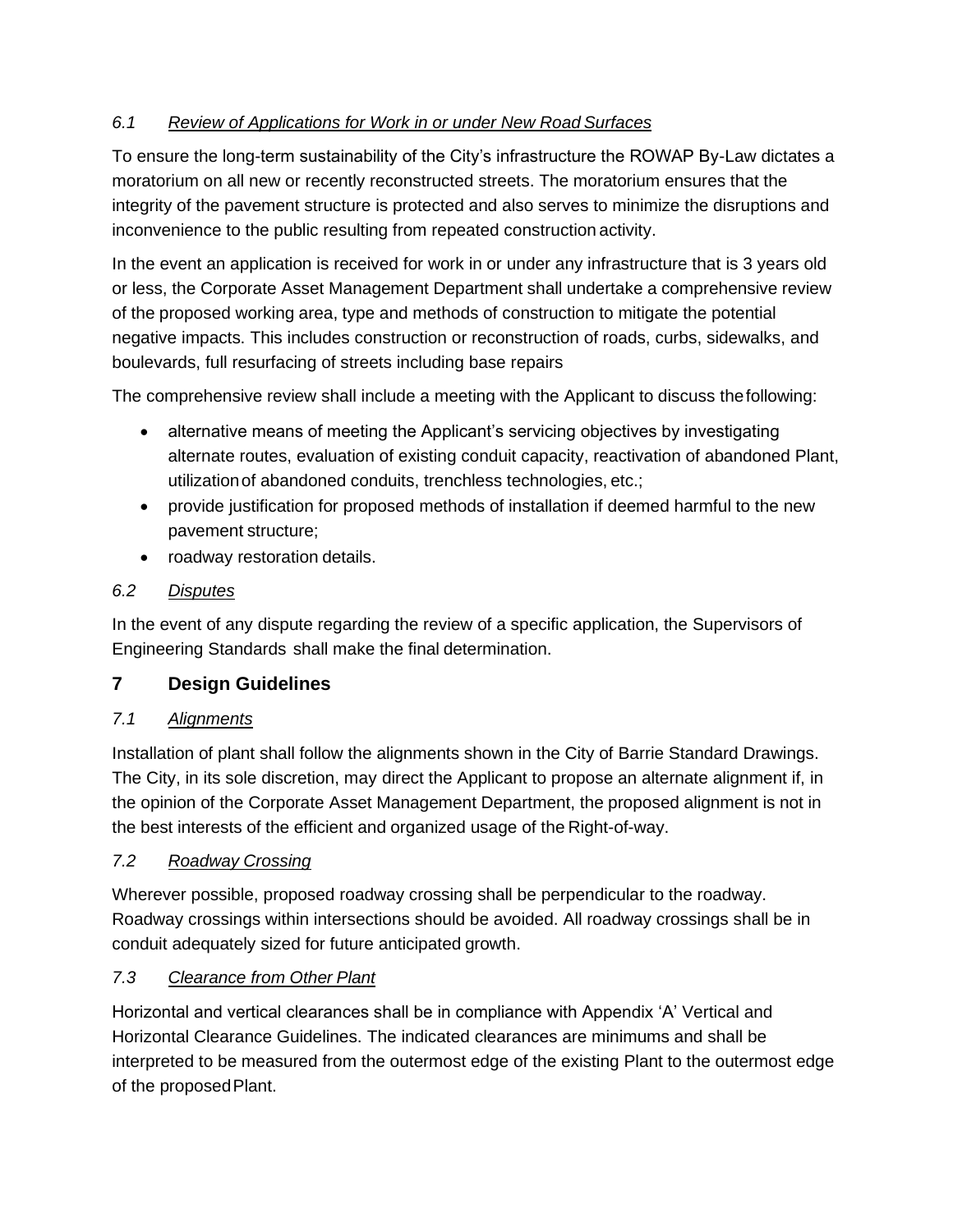### *6.1 Review of Applications for Work in or under New Road Surfaces*

To ensure the long-term sustainability of the City's infrastructure the ROWAP By-Law dictates a moratorium on all new or recently reconstructed streets. The moratorium ensures that the integrity of the pavement structure is protected and also serves to minimize the disruptions and inconvenience to the public resulting from repeated construction activity.

In the event an application is received for work in or under any infrastructure that is 3 years old or less, the Corporate Asset Management Department shall undertake a comprehensive review of the proposed working area, type and methods of construction to mitigate the potential negative impacts. This includes construction or reconstruction of roads, curbs, sidewalks, and boulevards, full resurfacing of streets including base repairs

The comprehensive review shall include a meeting with the Applicant to discuss the following:

- alternative means of meeting the Applicant's servicing objectives by investigating alternate routes, evaluation of existing conduit capacity, reactivation of abandoned Plant, utilization of abandoned conduits, trenchless technologies, etc.;
- provide justification for proposed methods of installation if deemed harmful to the new pavement structure;
- roadway restoration details.

### *6.2 Disputes*

In the event of any dispute regarding the review of a specific application, the Supervisors of Engineering Standards shall make the final determination.

## 7 Design Guidelines

### *7.1 Alignments*

Installation of plant shall follow the alignments shown in the City of Barrie Standard Drawings. The City, in its sole discretion, may direct the Applicant to propose an alternate alignment if, in the opinion of the Corporate Asset Management Department, the proposed alignment is not in the best interests of the efficient and organized usage of the Right-of-way.

### *7.2 Roadway Crossing*

Wherever possible, proposed roadway crossing shall be perpendicular to the roadway. Roadway crossings within intersections should be avoided. All roadway crossings shall be in conduit adequately sized for future anticipated growth.

### *7.3 Clearance from Other Plant*

Horizontal and vertical clearances shall be in compliance with Appendix 'A' Vertical and Horizontal Clearance Guidelines. The indicated clearances are minimums and shall be interpreted to be measured from the outermost edge of the existing Plant to the outermost edge of the proposed Plant.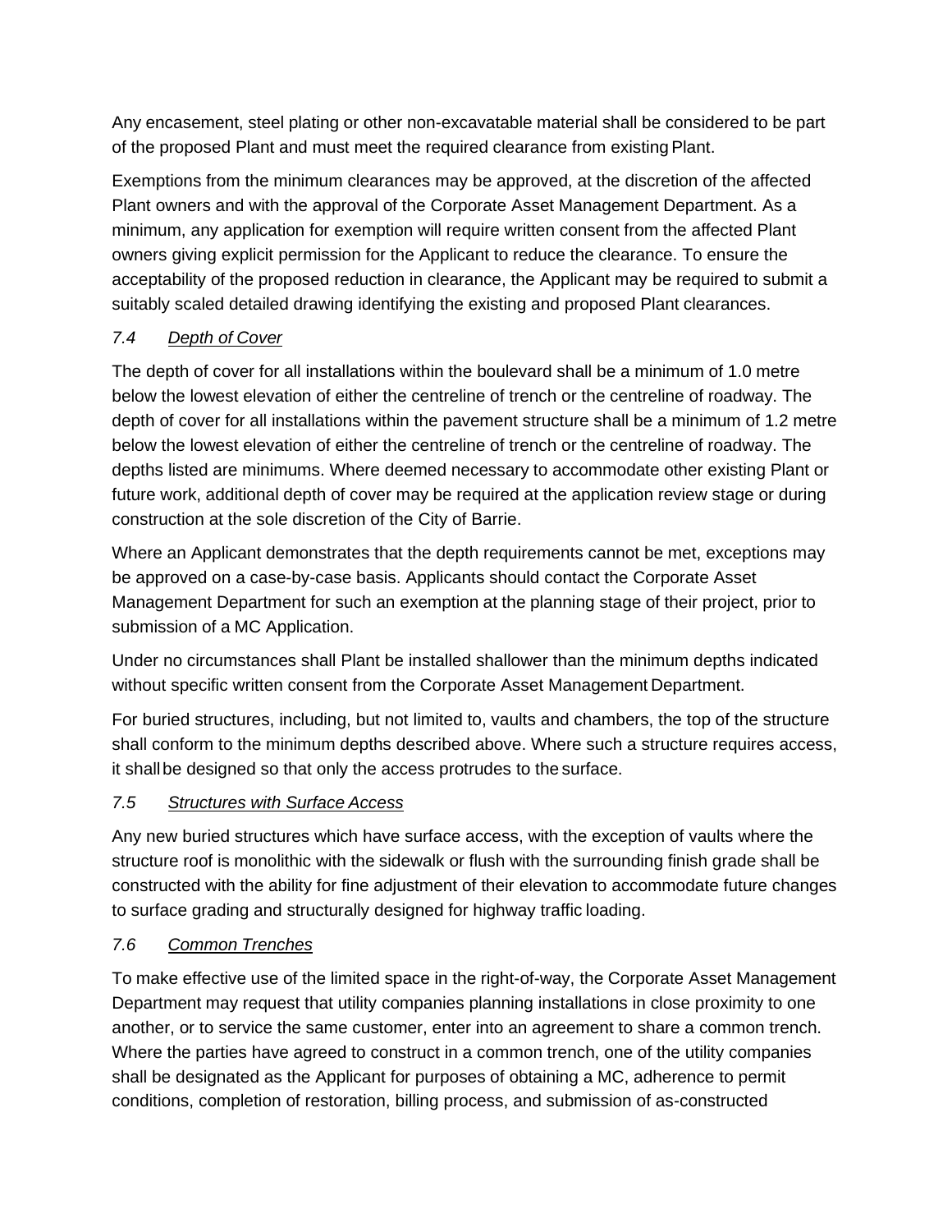Any encasement, steel plating or other non-excavatable material shall be considered to be part of the proposed Plant and must meet the required clearance from existing Plant.

Exemptions from the minimum clearances may be approved, at the discretion of the affected Plant owners and with the approval of the Corporate Asset Management Department. As a minimum, any application for exemption will require written consent from the affected Plant owners giving explicit permission for the Applicant to reduce the clearance. To ensure the acceptability of the proposed reduction in clearance, the Applicant may be required to submit a suitably scaled detailed drawing identifying the existing and proposed Plant clearances.

### *7.4 Depth of Cover*

The depth of cover for all installations within the boulevard shall be a minimum of 1.0 metre below the lowest elevation of either the centreline of trench or the centreline of roadway. The depth of cover for all installations within the pavement structure shall be a minimum of 1.2 metre below the lowest elevation of either the centreline of trench or the centreline of roadway. The depths listed are minimums. Where deemed necessary to accommodate other existing Plant or future work, additional depth of cover may be required at the application review stage or during construction at the sole discretion of the City of Barrie.

Where an Applicant demonstrates that the depth requirements cannot be met, exceptions may be approved on a case-by-case basis. Applicants should contact the Corporate Asset Management Department for such an exemption at the planning stage of their project, prior to submission of a MC Application.

Under no circumstances shall Plant be installed shallower than the minimum depths indicated without specific written consent from the Corporate Asset Management Department.

For buried structures, including, but not limited to, vaults and chambers, the top of the structure shall conform to the minimum depths described above. Where such a structure requires access, it shall be designed so that only the access protrudes to the surface.

### *7.5 Structures with Surface Access*

Any new buried structures which have surface access, with the exception of vaults where the structure roof is monolithic with the sidewalk or flush with the surrounding finish grade shall be constructed with the ability for fine adjustment of their elevation to accommodate future changes to surface grading and structurally designed for highway traffic loading.

### *7.6 Common Trenches*

To make effective use of the limited space in the right-of-way, the Corporate Asset Management Department may request that utility companies planning installations in close proximity to one another, or to service the same customer, enter into an agreement to share a common trench. Where the parties have agreed to construct in a common trench, one of the utility companies shall be designated as the Applicant for purposes of obtaining a MC, adherence to permit conditions, completion of restoration, billing process, and submission of as-constructed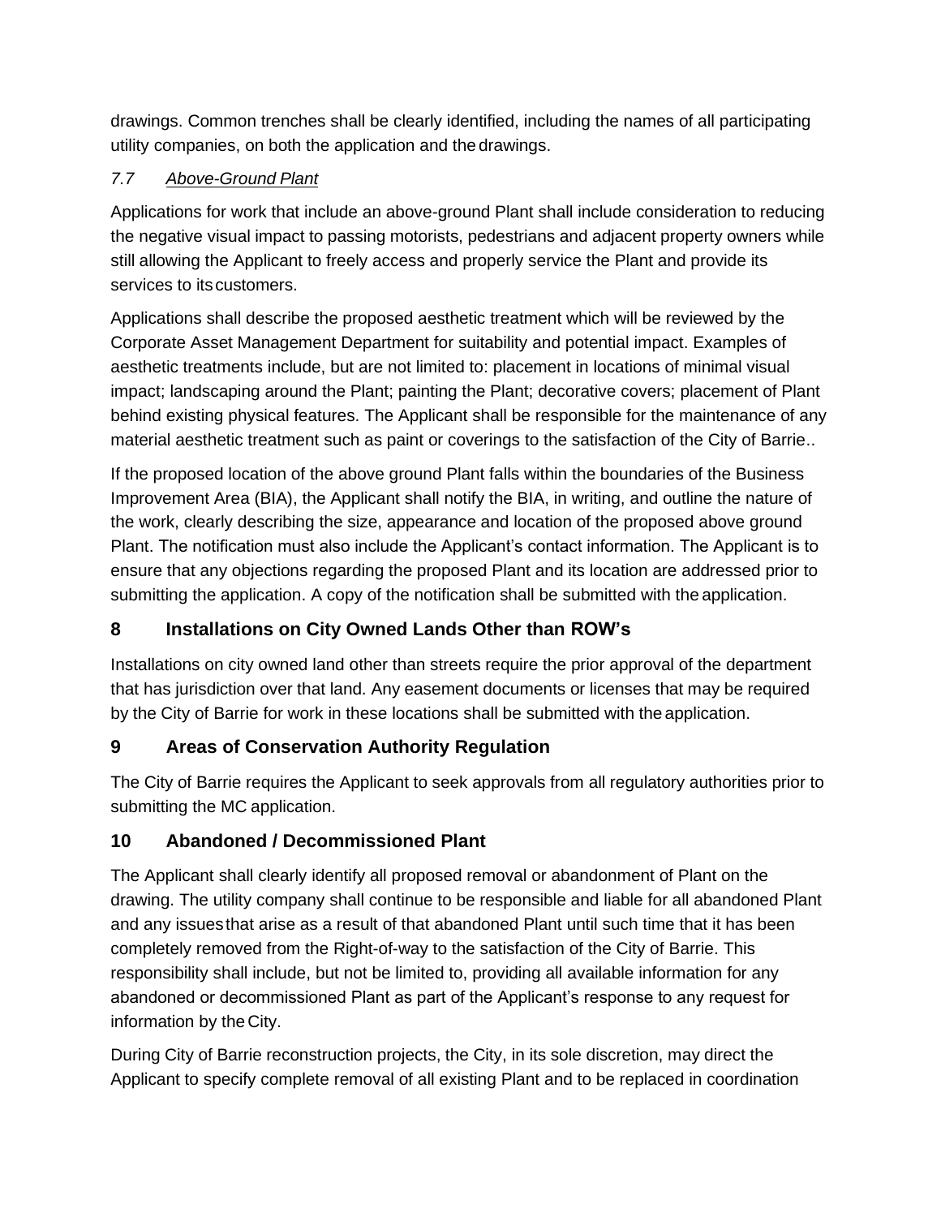drawings. Common trenches shall be clearly identified, including the names of all participating utility companies, on both the application and the drawings.

### *7.7 Above-Ground Plant*

Applications for work that include an above-ground Plant shall include consideration to reducing the negative visual impact to passing motorists, pedestrians and adjacent property owners while still allowing the Applicant to freely access and properly service the Plant and provide its services to its customers.

Applications shall describe the proposed aesthetic treatment which will be reviewed by the Corporate Asset Management Department for suitability and potential impact. Examples of aesthetic treatments include, but are not limited to: placement in locations of minimal visual impact; landscaping around the Plant; painting the Plant; decorative covers; placement of Plant behind existing physical features. The Applicant shall be responsible for the maintenance of any material aesthetic treatment such as paint or coverings to the satisfaction of the City of Barrie..

If the proposed location of the above ground Plant falls within the boundaries of the Business Improvement Area (BIA), the Applicant shall notify the BIA, in writing, and outline the nature of the work, clearly describing the size, appearance and location of the proposed above ground Plant. The notification must also include the Applicant's contact information. The Applicant is to ensure that any objections regarding the proposed Plant and its location are addressed prior to submitting the application. A copy of the notification shall be submitted with the application.

## 8 Installations on City Owned Lands Other than ROW's

Installations on city owned land other than streets require the prior approval of the department that has jurisdiction over that land. Any easement documents or licenses that may be required by the City of Barrie for work in these locations shall be submitted with the application.

## 9 Areas of Conservation Authority Regulation

The City of Barrie requires the Applicant to seek approvals from all regulatory authorities prior to submitting the MC application.

## 10 Abandoned / Decommissioned Plant

The Applicant shall clearly identify all proposed removal or abandonment of Plant on the drawing. The utility company shall continue to be responsible and liable for all abandoned Plant and any issues that arise as a result of that abandoned Plant until such time that it has been completely removed from the Right-of-way to the satisfaction of the City of Barrie. This responsibility shall include, but not be limited to, providing all available information for any abandoned or decommissioned Plant as part of the Applicant's response to any request for information by the City.

During City of Barrie reconstruction projects, the City, in its sole discretion, may direct the Applicant to specify complete removal of all existing Plant and to be replaced in coordination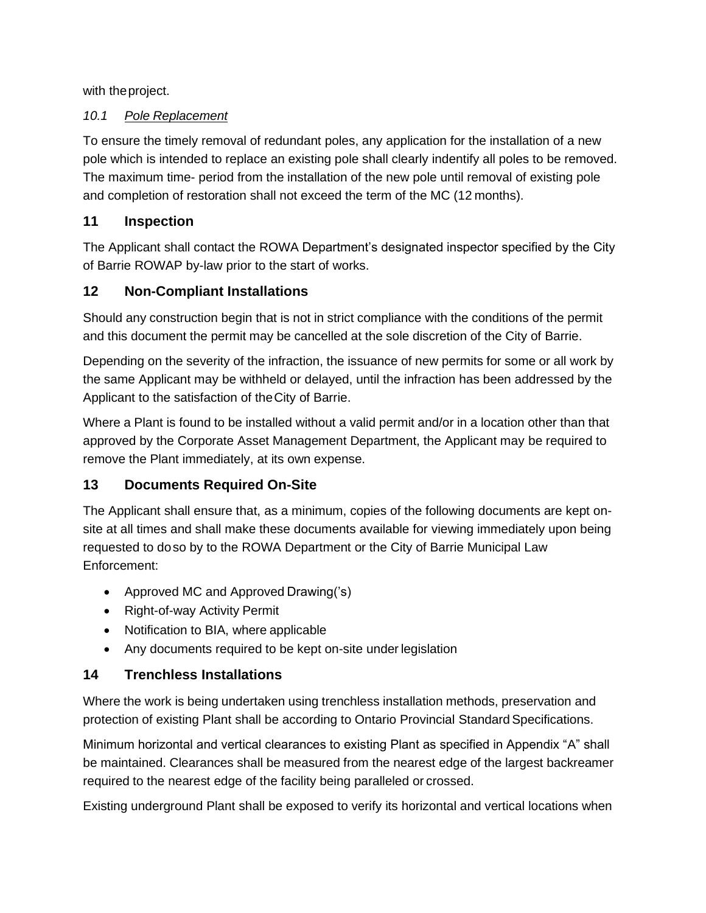with the project.

### *10.1 Pole Replacement*

To ensure the timely removal of redundant poles, any application for the installation of a new pole which is intended to replace an existing pole shall clearly indentify all poles to be removed. The maximum time- period from the installation of the new pole until removal of existing pole and completion of restoration shall not exceed the term of the MC (12 months).

## 11 Inspection

The Applicant shall contact the ROWA Department's designated inspector specified by the City of Barrie ROWAP by-law prior to the start of works.

## 12 Non-Compliant Installations

Should any construction begin that is not in strict compliance with the conditions of the permit and this document the permit may be cancelled at the sole discretion of the City of Barrie.

Depending on the severity of the infraction, the issuance of new permits for some or all work by the same Applicant may be withheld or delayed, until the infraction has been addressed by the Applicant to the satisfaction of the City of Barrie.

Where a Plant is found to be installed without a valid permit and/or in a location other than that approved by the Corporate Asset Management Department, the Applicant may be required to remove the Plant immediately, at its own expense.

## 13 Documents Required On-Site

The Applicant shall ensure that, as a minimum, copies of the following documents are kept on-site at all times and shall make these documents available for viewing immediately upon being requested to do so by to the ROWA Department or the City of Barrie Municipal Law Enforcement:

- Approved MC and Approved Drawing('s)
- Right-of-way Activity Permit
- Notification to BIA, where applicable
- Any documents required to be kept on-site under legislation

## 14 Trenchless Installations

Where the work is being undertaken using trenchless installation methods, preservation and protection of existing Plant shall be according to Ontario Provincial Standard Specifications.

Minimum horizontal and vertical clearances to existing Plant as specified in Appendix "A" shall be maintained. Clearances shall be measured from the nearest edge of the largest backreamer required to the nearest edge of the facility being paralleled or crossed.

Existing underground Plant shall be exposed to verify its horizontal and vertical locations when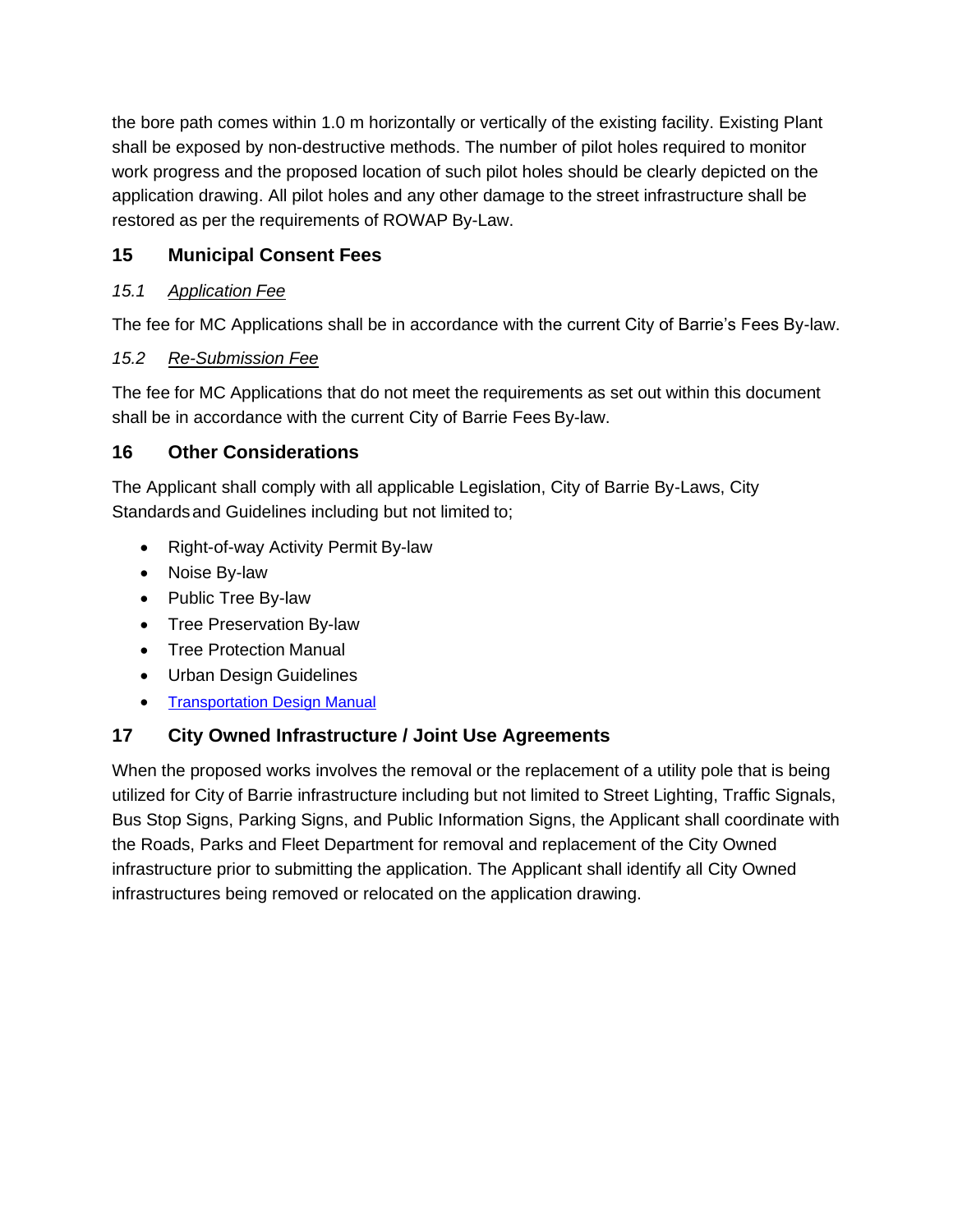the bore path comes within 1.0 m horizontally or vertically of the existing facility. Existing Plant shall be exposed by non-destructive methods. The number of pilot holes required to monitor work progress and the proposed location of such pilot holes should be clearly depicted on the application drawing. All pilot holes and any other damage to the street infrastructure shall be restored as per the requirements of ROWAP By-Law.

## 15 Municipal Consent Fees

### *15.1 Application Fee*

The fee for MC Applications shall be in accordance with the current City of Barrie's Fees By-law.

### *15.2 Re-Submission Fee*

The fee for MC Applications that do not meet the requirements as set out within this document shall be in accordance with the current City of Barrie Fees By-law.

## 16 Other Considerations

The Applicant shall comply with all applicable Legislation, City of Barrie By-Laws, City Standards and Guidelines including but not limited to;

- Right-of-way Activity Permit By-law
- Noise By-law
- Public Tree By-law
- Tree Preservation By-law
- Tree Protection Manual
- Urban Design Guidelines
- Transportation Design Manual

## 17 City Owned Infrastructure / Joint Use Agreements

When the proposed works involves the removal or the replacement of a utility pole that is being utilized for City of Barrie infrastructure including but not limited to Street Lighting, Traffic Signals, Bus Stop Signs, Parking Signs, and Public Information Signs, the Applicant shall coordinate with the Roads, Parks and Fleet Department for removal and replacement of the City Owned infrastructure prior to submitting the application. The Applicant shall identify all City Owned infrastructures being removed or relocated on the application drawing.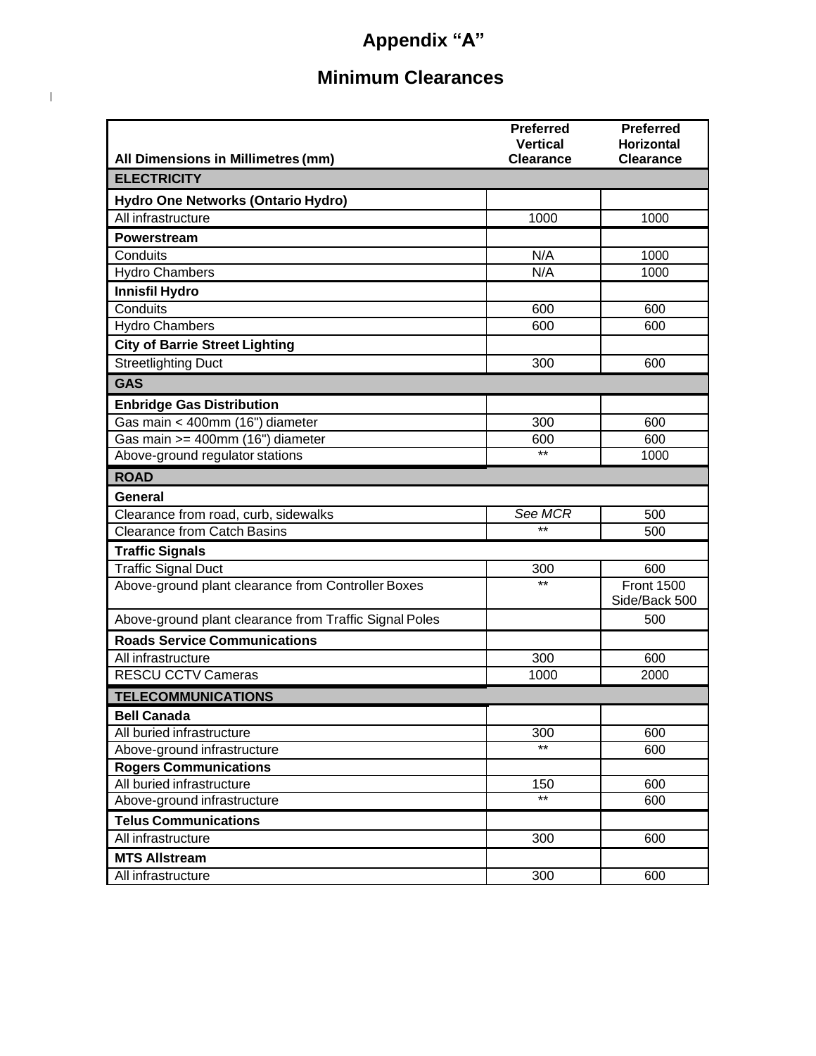# Appendix "A"

## Minimum Clearances

| All Dimensions in Millimetres (mm) | Preferred Vertical Clearance | Preferred Horizontal Clearance |
|---|---|---|
| **ELECTRICITY** | | |
| **Hydro One Networks (Ontario Hydro)** | | |
| All infrastructure | 1000 | 1000 |
| **Powerstream** | | |
| Conduits | N/A | 1000 |
| Hydro Chambers | N/A | 1000 |
| **Innisfil Hydro** | | |
| Conduits | 600 | 600 |
| Hydro Chambers | 600 | 600 |
| **City of Barrie Street Lighting** | | |
| Streetlighting Duct | 300 | 600 |
| **GAS** | | |
| **Enbridge Gas Distribution** | | |
| Gas main < 400mm (16") diameter | 300 | 600 |
| Gas main >= 400mm (16") diameter | 600 | 600 |
| Above-ground regulator stations | ** | 1000 |
| **ROAD** | | |
| **General** | | |
| Clearance from road, curb, sidewalks | *See MCR* | 500 |
| Clearance from Catch Basins | ** | 500 |
| **Traffic Signals** | | |
| Traffic Signal Duct | 300 | 600 |
| Above-ground plant clearance from Controller Boxes | ** | Front 1500 Side/Back 500 |
| Above-ground plant clearance from Traffic Signal Poles | | 500 |
| **Roads Service Communications** | | |
| All infrastructure | 300 | 600 |
| RESCU CCTV Cameras | 1000 | 2000 |
| **TELECOMMUNICATIONS** | | |
| **Bell Canada** | | |
| All buried infrastructure | 300 | 600 |
| Above-ground infrastructure | ** | 600 |
| **Rogers Communications** | | |
| All buried infrastructure | 150 | 600 |
| Above-ground infrastructure | ** | 600 |
| **Telus Communications** | | |
| All infrastructure | 300 | 600 |
| **MTS Allstream** | | |
| All infrastructure | 300 | 600 |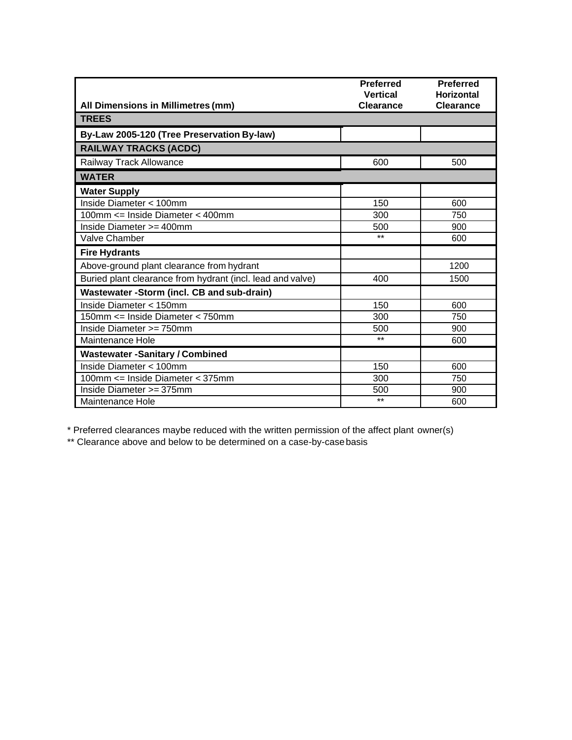| All Dimensions in Millimetres (mm) | Preferred Vertical Clearance | Preferred Horizontal Clearance |
|---|---|---|
| **TREES** | | |
| **By-Law 2005-120 (Tree Preservation By-law)** | | |
| **RAILWAY TRACKS (ACDC)** | | |
| Railway Track Allowance | 600 | 500 |
| **WATER** | | |
| **Water Supply** | | |
| Inside Diameter < 100mm | 150 | 600 |
| 100mm <= Inside Diameter < 400mm | 300 | 750 |
| Inside Diameter >= 400mm | 500 | 900 |
| Valve Chamber | ** | 600 |
| **Fire Hydrants** | | |
| Above-ground plant clearance from hydrant | | 1200 |
| Buried plant clearance from hydrant (incl. lead and valve) | 400 | 1500 |
| **Wastewater -Storm (incl. CB and sub-drain)** | | |
| Inside Diameter < 150mm | 150 | 600 |
| 150mm <= Inside Diameter < 750mm | 300 | 750 |
| Inside Diameter >= 750mm | 500 | 900 |
| Maintenance Hole | ** | 600 |
| **Wastewater -Sanitary / Combined** | | |
| Inside Diameter < 100mm | 150 | 600 |
| 100mm <= Inside Diameter < 375mm | 300 | 750 |
| Inside Diameter >= 375mm | 500 | 900 |
| Maintenance Hole | ** | 600 |

* Preferred clearances maybe reduced with the written permission of the affect plant owner(s)

** Clearance above and below to be determined on a case-by-case basis